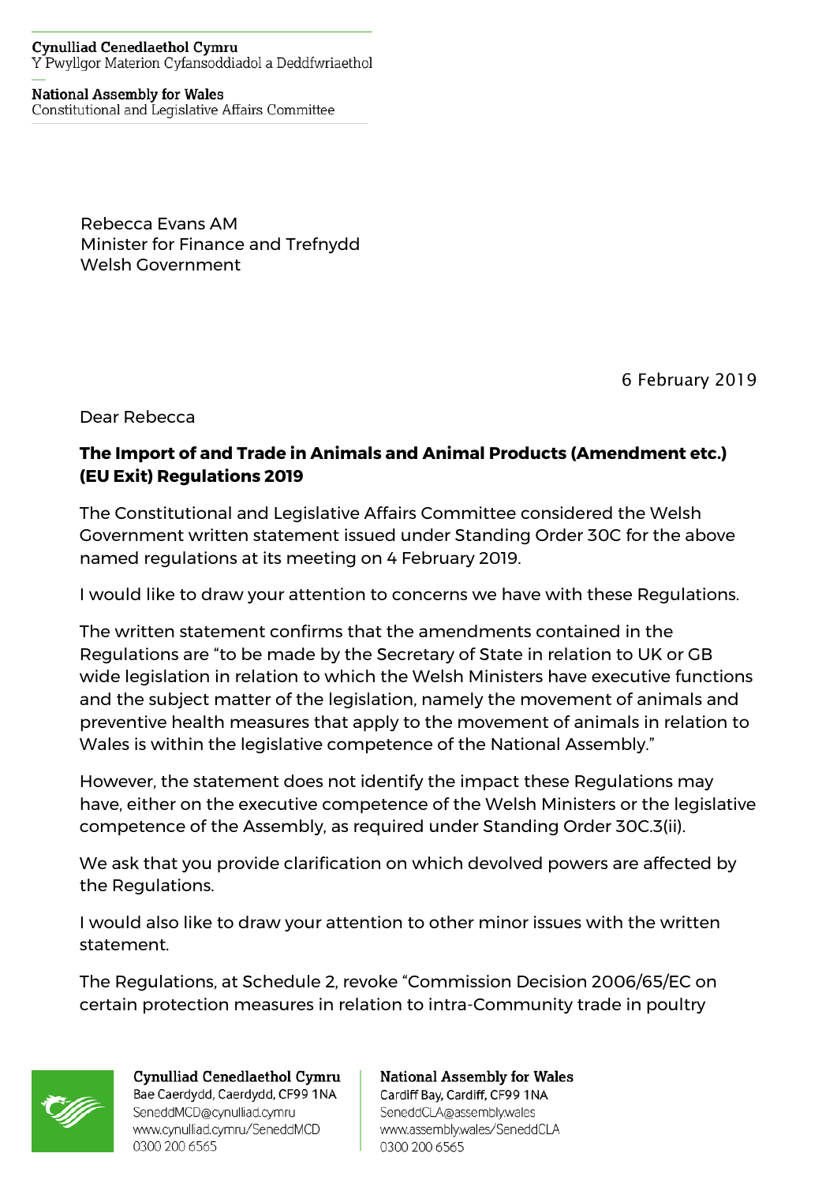Cynulliad Cenedlaethol Cymru
Y Pwyllgor Materion Cyfansoddiadol a Deddfwriaethol

National Assembly for Wales
Constitutional and Legislative Affairs Committee

Rebecca Evans AM
Minister for Finance and Trefnydd
Welsh Government

6 February 2019

Dear Rebecca

**The Import of and Trade in Animals and Animal Products (Amendment etc.) (EU Exit) Regulations 2019**

The Constitutional and Legislative Affairs Committee considered the Welsh Government written statement issued under Standing Order 30C for the above named regulations at its meeting on 4 February 2019.

I would like to draw your attention to concerns we have with these Regulations.

The written statement confirms that the amendments contained in the Regulations are "to be made by the Secretary of State in relation to UK or GB wide legislation in relation to which the Welsh Ministers have executive functions and the subject matter of the legislation, namely the movement of animals and preventive health measures that apply to the movement of animals in relation to Wales is within the legislative competence of the National Assembly."

However, the statement does not identify the impact these Regulations may have, either on the executive competence of the Welsh Ministers or the legislative competence of the Assembly, as required under Standing Order 30C.3(ii).

We ask that you provide clarification on which devolved powers are affected by the Regulations.

I would also like to draw your attention to other minor issues with the written statement.

The Regulations, at Schedule 2, revoke "Commission Decision 2006/65/EC on certain protection measures in relation to intra-Community trade in poultry

Cynulliad Cenedlaethol Cymru
Bae Caerdydd, Caerdydd, CF99 1NA
SeneddMCD@cynulliad.cymru
www.cynulliad.cymru/SeneddMCD
0300 200 6565

National Assembly for Wales
Cardiff Bay, Cardiff, CF99 1NA
SeneddCLA@assembly.wales
www.assembly.wales/SeneddCLA
0300 200 6565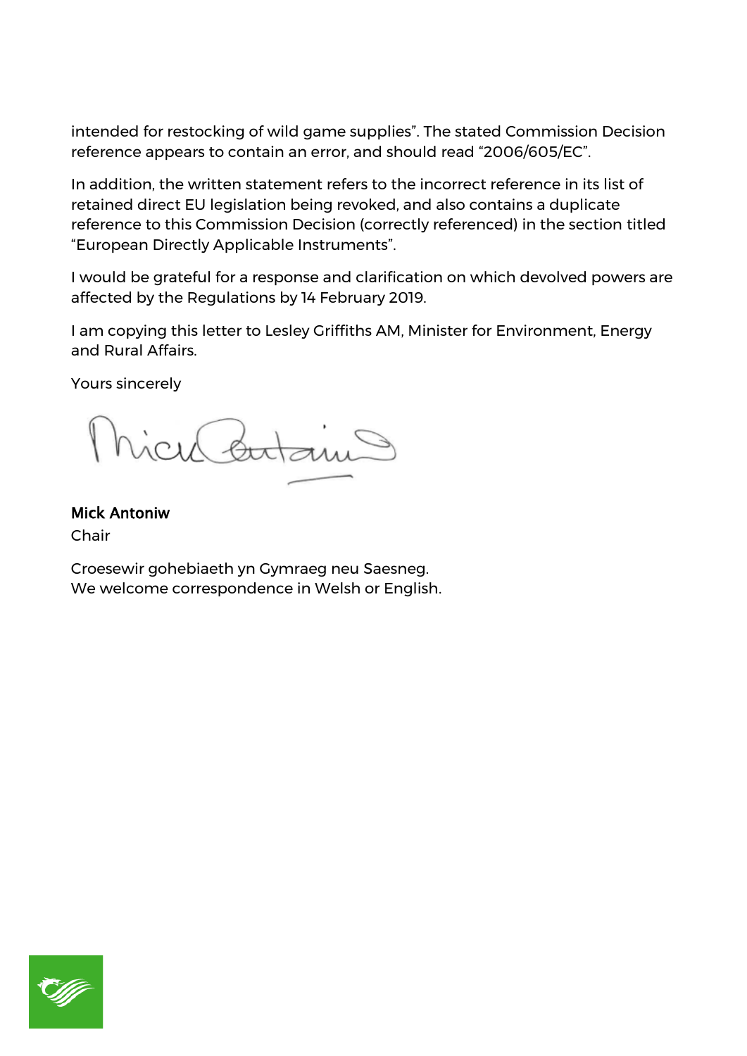intended for restocking of wild game supplies". The stated Commission Decision reference appears to contain an error, and should read "2006/605/EC".

In addition, the written statement refers to the incorrect reference in its list of retained direct EU legislation being revoked, and also contains a duplicate reference to this Commission Decision (correctly referenced) in the section titled "European Directly Applicable Instruments".

I would be grateful for a response and clarification on which devolved powers are affected by the Regulations by 14 February 2019.

I am copying this letter to Lesley Griffiths AM, Minister for Environment, Energy and Rural Affairs.

Yours sincerely

**Mick Antoniw**
Chair

Croesewir gohebiaeth yn Gymraeg neu Saesneg.
We welcome correspondence in Welsh or English.